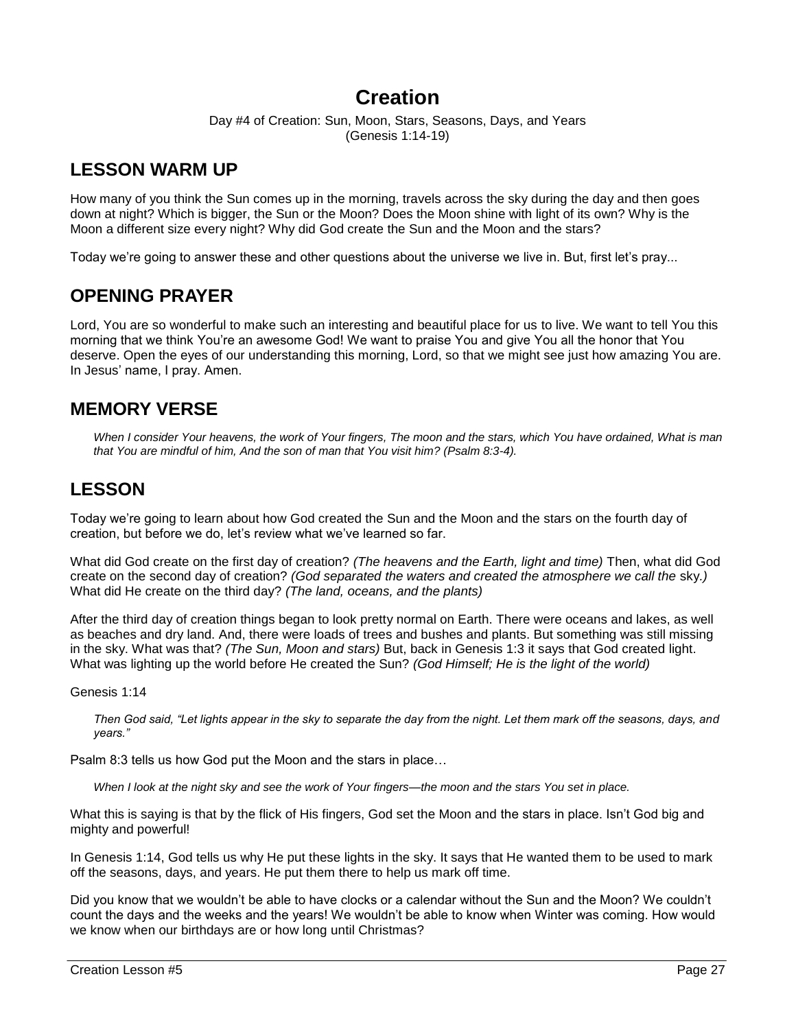# Creation

Day #4 of Creation: Sun, Moon, Stars, Seasons, Days, and Years
(Genesis 1:14-19)

## LESSON WARM UP

How many of you think the Sun comes up in the morning, travels across the sky during the day and then goes down at night? Which is bigger, the Sun or the Moon? Does the Moon shine with light of its own? Why is the Moon a different size every night? Why did God create the Sun and the Moon and the stars?

Today we're going to answer these and other questions about the universe we live in. But, first let's pray...

## OPENING PRAYER

Lord, You are so wonderful to make such an interesting and beautiful place for us to live. We want to tell You this morning that we think You're an awesome God! We want to praise You and give You all the honor that You deserve. Open the eyes of our understanding this morning, Lord, so that we might see just how amazing You are. In Jesus' name, I pray. Amen.

## MEMORY VERSE

> *When I consider Your heavens, the work of Your fingers, The moon and the stars, which You have ordained, What is man that You are mindful of him, And the son of man that You visit him? (Psalm 8:3-4).*

## LESSON

Today we're going to learn about how God created the Sun and the Moon and the stars on the fourth day of creation, but before we do, let's review what we've learned so far.

What did God create on the first day of creation? *(The heavens and the Earth, light and time)* Then, what did God create on the second day of creation? *(God separated the waters and created the atmosphere we call the* sky.*)* What did He create on the third day? *(The land, oceans, and the plants)*

After the third day of creation things began to look pretty normal on Earth. There were oceans and lakes, as well as beaches and dry land. And, there were loads of trees and bushes and plants. But something was still missing in the sky. What was that? *(The Sun, Moon and stars)* But, back in Genesis 1:3 it says that God created light. What was lighting up the world before He created the Sun? *(God Himself; He is the light of the world)*

Genesis 1:14

> *Then God said, "Let lights appear in the sky to separate the day from the night. Let them mark off the seasons, days, and years."*

Psalm 8:3 tells us how God put the Moon and the stars in place…

> *When I look at the night sky and see the work of Your fingers—the moon and the stars You set in place.*

What this is saying is that by the flick of His fingers, God set the Moon and the stars in place. Isn't God big and mighty and powerful!

In Genesis 1:14, God tells us why He put these lights in the sky. It says that He wanted them to be used to mark off the seasons, days, and years. He put them there to help us mark off time.

Did you know that we wouldn't be able to have clocks or a calendar without the Sun and the Moon? We couldn't count the days and the weeks and the years! We wouldn't be able to know when Winter was coming. How would we know when our birthdays are or how long until Christmas?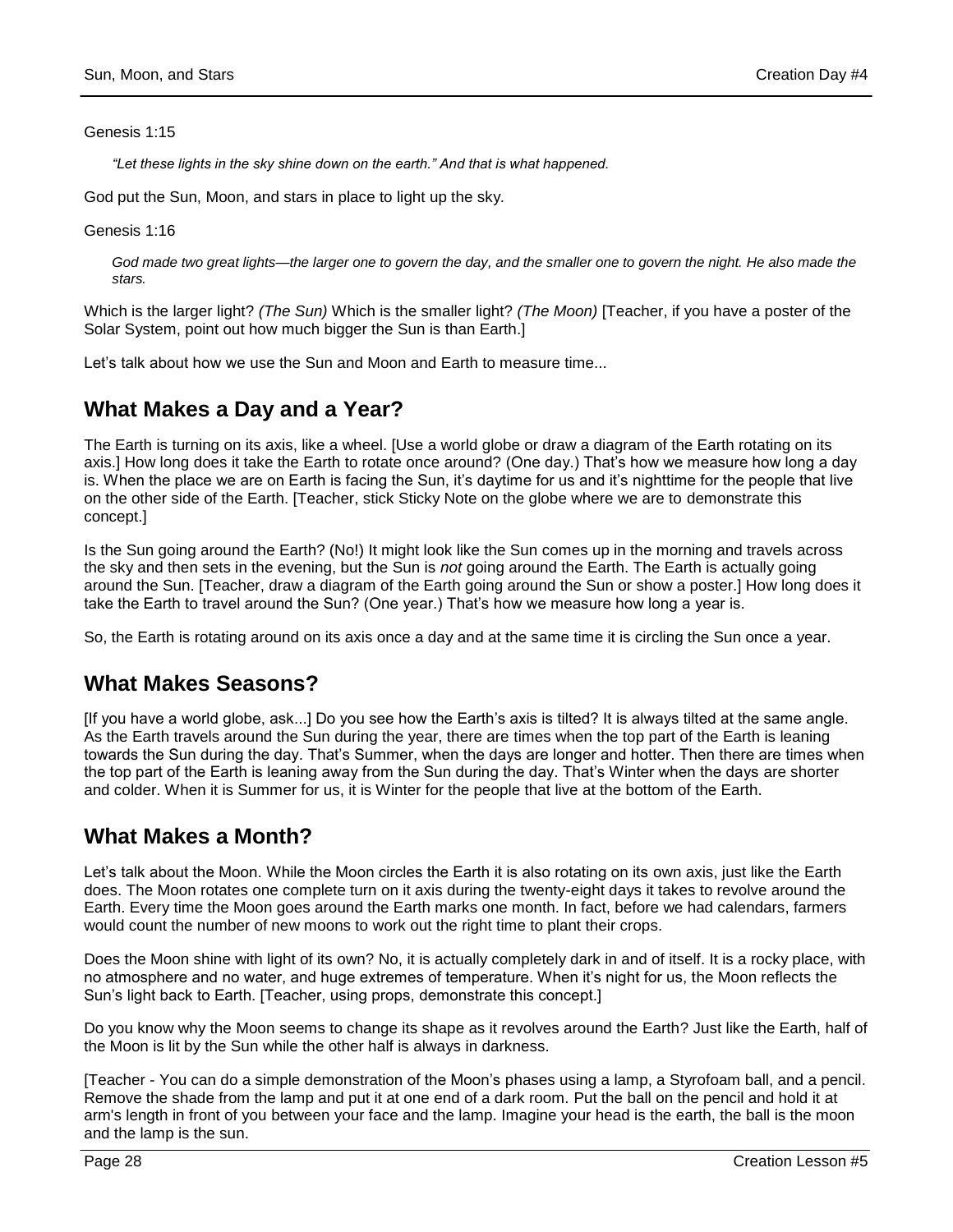Genesis 1:15

> *"Let these lights in the sky shine down on the earth." And that is what happened.*

God put the Sun, Moon, and stars in place to light up the sky.

Genesis 1:16

> *God made two great lights—the larger one to govern the day, and the smaller one to govern the night. He also made the stars.*

Which is the larger light? *(The Sun)* Which is the smaller light? *(The Moon)* [Teacher, if you have a poster of the Solar System, point out how much bigger the Sun is than Earth.]

Let's talk about how we use the Sun and Moon and Earth to measure time...

## What Makes a Day and a Year?

The Earth is turning on its axis, like a wheel. [Use a world globe or draw a diagram of the Earth rotating on its axis.] How long does it take the Earth to rotate once around? (One day.) That's how we measure how long a day is. When the place we are on Earth is facing the Sun, it's daytime for us and it's nighttime for the people that live on the other side of the Earth. [Teacher, stick Sticky Note on the globe where we are to demonstrate this concept.]

Is the Sun going around the Earth? (No!) It might look like the Sun comes up in the morning and travels across the sky and then sets in the evening, but the Sun is *not* going around the Earth. The Earth is actually going around the Sun. [Teacher, draw a diagram of the Earth going around the Sun or show a poster.] How long does it take the Earth to travel around the Sun? (One year.) That's how we measure how long a year is.

So, the Earth is rotating around on its axis once a day and at the same time it is circling the Sun once a year.

## What Makes Seasons?

[If you have a world globe, ask...] Do you see how the Earth's axis is tilted? It is always tilted at the same angle. As the Earth travels around the Sun during the year, there are times when the top part of the Earth is leaning towards the Sun during the day. That's Summer, when the days are longer and hotter. Then there are times when the top part of the Earth is leaning away from the Sun during the day. That's Winter when the days are shorter and colder. When it is Summer for us, it is Winter for the people that live at the bottom of the Earth.

## What Makes a Month?

Let's talk about the Moon. While the Moon circles the Earth it is also rotating on its own axis, just like the Earth does. The Moon rotates one complete turn on it axis during the twenty-eight days it takes to revolve around the Earth. Every time the Moon goes around the Earth marks one month. In fact, before we had calendars, farmers would count the number of new moons to work out the right time to plant their crops.

Does the Moon shine with light of its own? No, it is actually completely dark in and of itself. It is a rocky place, with no atmosphere and no water, and huge extremes of temperature. When it's night for us, the Moon reflects the Sun's light back to Earth. [Teacher, using props, demonstrate this concept.]

Do you know why the Moon seems to change its shape as it revolves around the Earth? Just like the Earth, half of the Moon is lit by the Sun while the other half is always in darkness.

[Teacher - You can do a simple demonstration of the Moon's phases using a lamp, a Styrofoam ball, and a pencil. Remove the shade from the lamp and put it at one end of a dark room. Put the ball on the pencil and hold it at arm's length in front of you between your face and the lamp. Imagine your head is the earth, the ball is the moon and the lamp is the sun.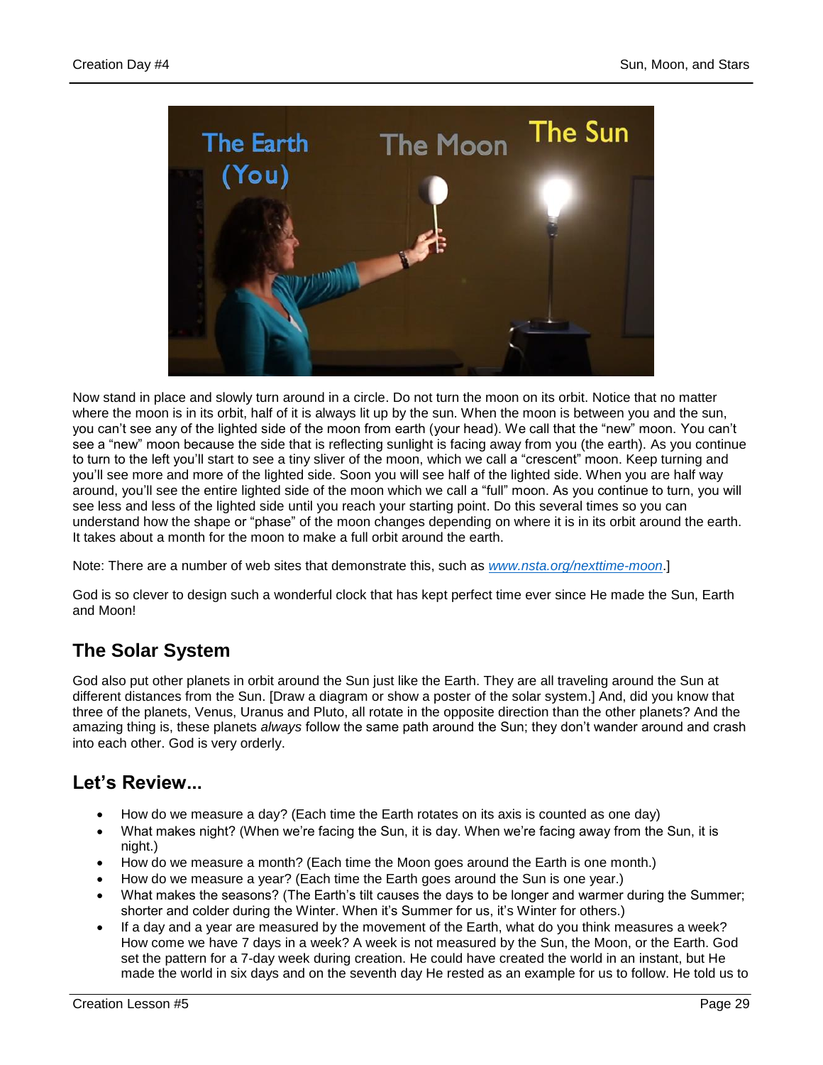Now stand in place and slowly turn around in a circle. Do not turn the moon on its orbit. Notice that no matter where the moon is in its orbit, half of it is always lit up by the sun. When the moon is between you and the sun, you can't see any of the lighted side of the moon from earth (your head). We call that the "new" moon. You can't see a "new" moon because the side that is reflecting sunlight is facing away from you (the earth). As you continue to turn to the left you'll start to see a tiny sliver of the moon, which we call a "crescent" moon. Keep turning and you'll see more and more of the lighted side. Soon you will see half of the lighted side. When you are half way around, you'll see the entire lighted side of the moon which we call a "full" moon. As you continue to turn, you will see less and less of the lighted side until you reach your starting point. Do this several times so you can understand how the shape or "phase" of the moon changes depending on where it is in its orbit around the earth. It takes about a month for the moon to make a full orbit around the earth.

Note: There are a number of web sites that demonstrate this, such as *www.nsta.org/nexttime-moon*.]

God is so clever to design such a wonderful clock that has kept perfect time ever since He made the Sun, Earth and Moon!

## The Solar System

God also put other planets in orbit around the Sun just like the Earth. They are all traveling around the Sun at different distances from the Sun. [Draw a diagram or show a poster of the solar system.] And, did you know that three of the planets, Venus, Uranus and Pluto, all rotate in the opposite direction than the other planets? And the amazing thing is, these planets *always* follow the same path around the Sun; they don't wander around and crash into each other. God is very orderly.

## Let's Review...

- How do we measure a day? (Each time the Earth rotates on its axis is counted as one day)
- What makes night? (When we're facing the Sun, it is day. When we're facing away from the Sun, it is night.)
- How do we measure a month? (Each time the Moon goes around the Earth is one month.)
- How do we measure a year? (Each time the Earth goes around the Sun is one year.)
- What makes the seasons? (The Earth's tilt causes the days to be longer and warmer during the Summer; shorter and colder during the Winter. When it's Summer for us, it's Winter for others.)
- If a day and a year are measured by the movement of the Earth, what do you think measures a week? How come we have 7 days in a week? A week is not measured by the Sun, the Moon, or the Earth. God set the pattern for a 7-day week during creation. He could have created the world in an instant, but He made the world in six days and on the seventh day He rested as an example for us to follow. He told us to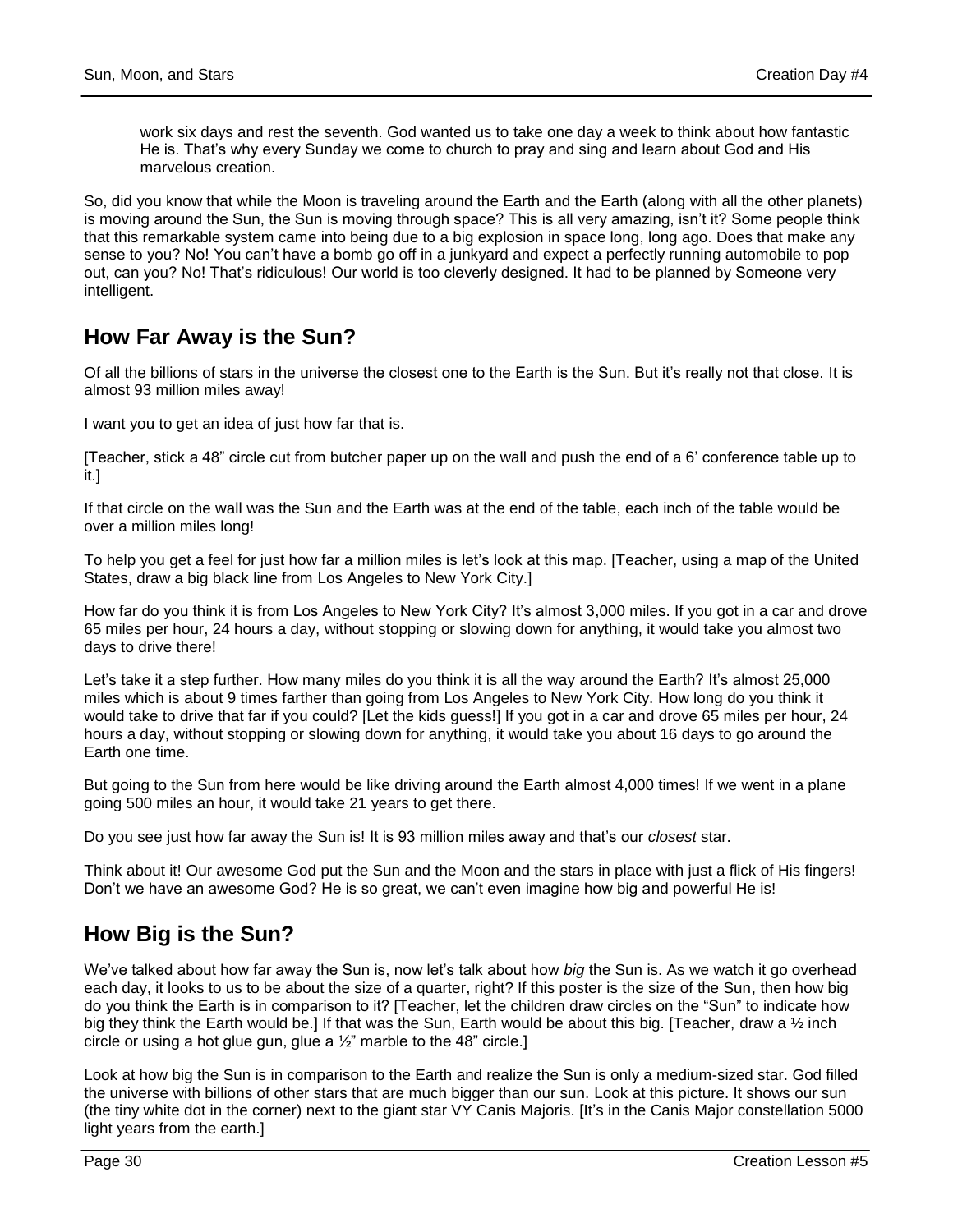> work six days and rest the seventh. God wanted us to take one day a week to think about how fantastic He is. That's why every Sunday we come to church to pray and sing and learn about God and His marvelous creation.

So, did you know that while the Moon is traveling around the Earth and the Earth (along with all the other planets) is moving around the Sun, the Sun is moving through space? This is all very amazing, isn't it? Some people think that this remarkable system came into being due to a big explosion in space long, long ago. Does that make any sense to you? No! You can't have a bomb go off in a junkyard and expect a perfectly running automobile to pop out, can you? No! That's ridiculous! Our world is too cleverly designed. It had to be planned by Someone very intelligent.

## How Far Away is the Sun?

Of all the billions of stars in the universe the closest one to the Earth is the Sun. But it's really not that close. It is almost 93 million miles away!

I want you to get an idea of just how far that is.

[Teacher, stick a 48" circle cut from butcher paper up on the wall and push the end of a 6' conference table up to it.]

If that circle on the wall was the Sun and the Earth was at the end of the table, each inch of the table would be over a million miles long!

To help you get a feel for just how far a million miles is let's look at this map. [Teacher, using a map of the United States, draw a big black line from Los Angeles to New York City.]

How far do you think it is from Los Angeles to New York City? It's almost 3,000 miles. If you got in a car and drove 65 miles per hour, 24 hours a day, without stopping or slowing down for anything, it would take you almost two days to drive there!

Let's take it a step further. How many miles do you think it is all the way around the Earth? It's almost 25,000 miles which is about 9 times farther than going from Los Angeles to New York City. How long do you think it would take to drive that far if you could? [Let the kids guess!] If you got in a car and drove 65 miles per hour, 24 hours a day, without stopping or slowing down for anything, it would take you about 16 days to go around the Earth one time.

But going to the Sun from here would be like driving around the Earth almost 4,000 times! If we went in a plane going 500 miles an hour, it would take 21 years to get there.

Do you see just how far away the Sun is! It is 93 million miles away and that's our *closest* star.

Think about it! Our awesome God put the Sun and the Moon and the stars in place with just a flick of His fingers! Don't we have an awesome God? He is so great, we can't even imagine how big and powerful He is!

## How Big is the Sun?

We've talked about how far away the Sun is, now let's talk about how *big* the Sun is. As we watch it go overhead each day, it looks to us to be about the size of a quarter, right? If this poster is the size of the Sun, then how big do you think the Earth is in comparison to it? [Teacher, let the children draw circles on the "Sun" to indicate how big they think the Earth would be.] If that was the Sun, Earth would be about this big. [Teacher, draw a ½ inch circle or using a hot glue gun, glue a ½" marble to the 48" circle.]

Look at how big the Sun is in comparison to the Earth and realize the Sun is only a medium-sized star. God filled the universe with billions of other stars that are much bigger than our sun. Look at this picture. It shows our sun (the tiny white dot in the corner) next to the giant star VY Canis Majoris. [It's in the Canis Major constellation 5000 light years from the earth.]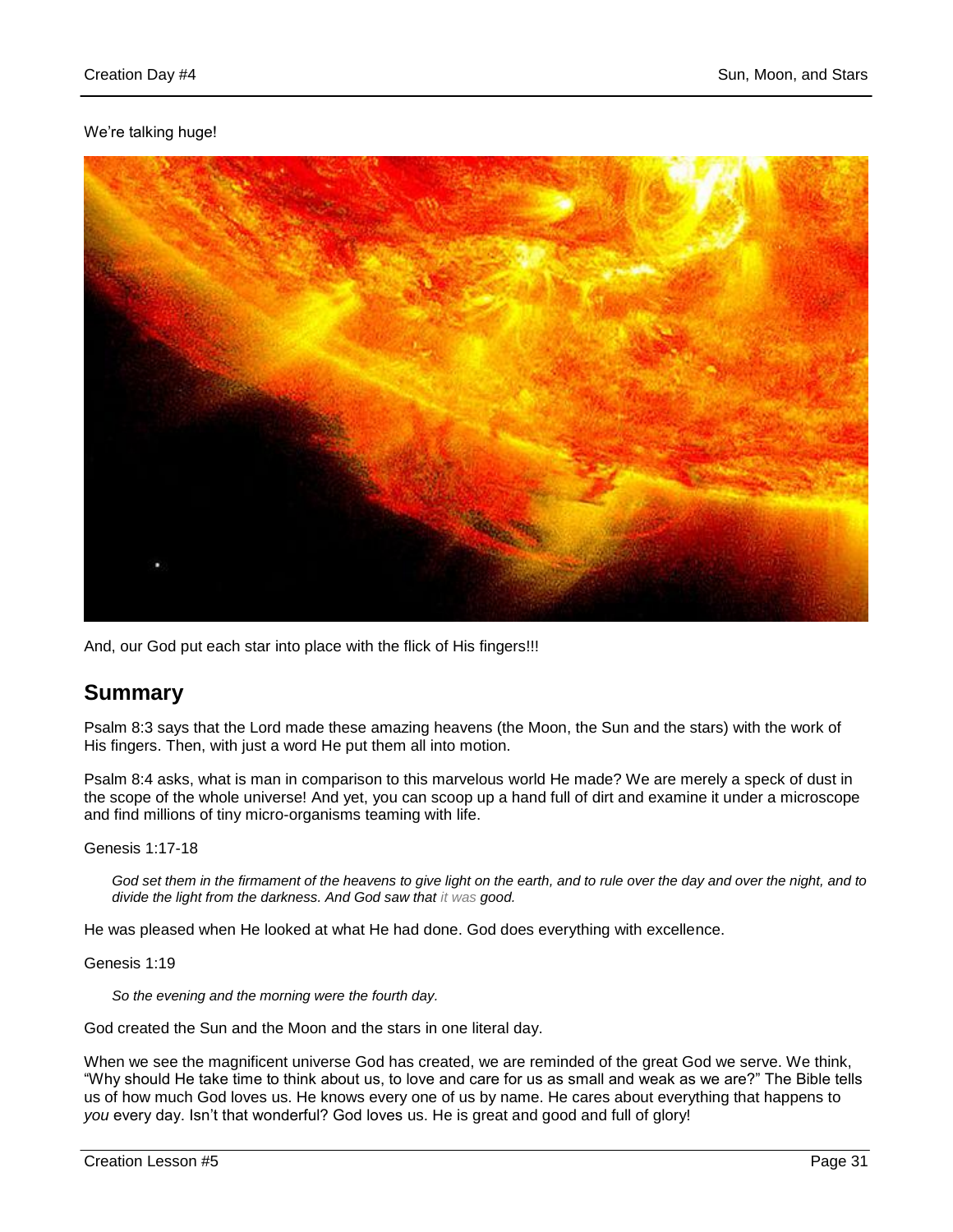We're talking huge!

And, our God put each star into place with the flick of His fingers!!!

## Summary

Psalm 8:3 says that the Lord made these amazing heavens (the Moon, the Sun and the stars) with the work of His fingers. Then, with just a word He put them all into motion.

Psalm 8:4 asks, what is man in comparison to this marvelous world He made? We are merely a speck of dust in the scope of the whole universe! And yet, you can scoop up a hand full of dirt and examine it under a microscope and find millions of tiny micro-organisms teaming with life.

Genesis 1:17-18

> *God set them in the firmament of the heavens to give light on the earth, and to rule over the day and over the night, and to divide the light from the darkness. And God saw that it was good.*

He was pleased when He looked at what He had done. God does everything with excellence.

Genesis 1:19

> *So the evening and the morning were the fourth day.*

God created the Sun and the Moon and the stars in one literal day.

When we see the magnificent universe God has created, we are reminded of the great God we serve. We think, "Why should He take time to think about us, to love and care for us as small and weak as we are?" The Bible tells us of how much God loves us. He knows every one of us by name. He cares about everything that happens to *you* every day. Isn't that wonderful? God loves us. He is great and good and full of glory!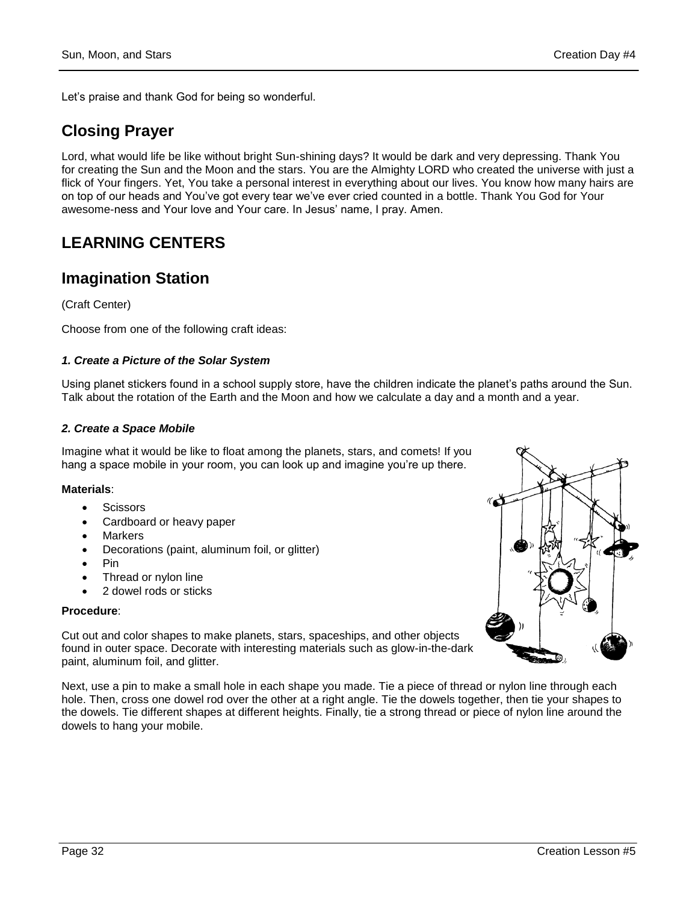Let's praise and thank God for being so wonderful.

## Closing Prayer

Lord, what would life be like without bright Sun-shining days? It would be dark and very depressing. Thank You for creating the Sun and the Moon and the stars. You are the Almighty LORD who created the universe with just a flick of Your fingers. Yet, You take a personal interest in everything about our lives. You know how many hairs are on top of our heads and You've got every tear we've ever cried counted in a bottle. Thank You God for Your awesome-ness and Your love and Your care. In Jesus' name, I pray. Amen.

# LEARNING CENTERS

## Imagination Station

(Craft Center)

Choose from one of the following craft ideas:

#### *1. Create a Picture of the Solar System*

Using planet stickers found in a school supply store, have the children indicate the planet's paths around the Sun. Talk about the rotation of the Earth and the Moon and how we calculate a day and a month and a year.

#### *2. Create a Space Mobile*

Imagine what it would be like to float among the planets, stars, and comets! If you hang a space mobile in your room, you can look up and imagine you're up there.

**Materials**:

- Scissors
- Cardboard or heavy paper
- Markers
- Decorations (paint, aluminum foil, or glitter)
- Pin
- Thread or nylon line
- 2 dowel rods or sticks

**Procedure**:

Cut out and color shapes to make planets, stars, spaceships, and other objects found in outer space. Decorate with interesting materials such as glow-in-the-dark paint, aluminum foil, and glitter.

Next, use a pin to make a small hole in each shape you made. Tie a piece of thread or nylon line through each hole. Then, cross one dowel rod over the other at a right angle. Tie the dowels together, then tie your shapes to the dowels. Tie different shapes at different heights. Finally, tie a strong thread or piece of nylon line around the dowels to hang your mobile.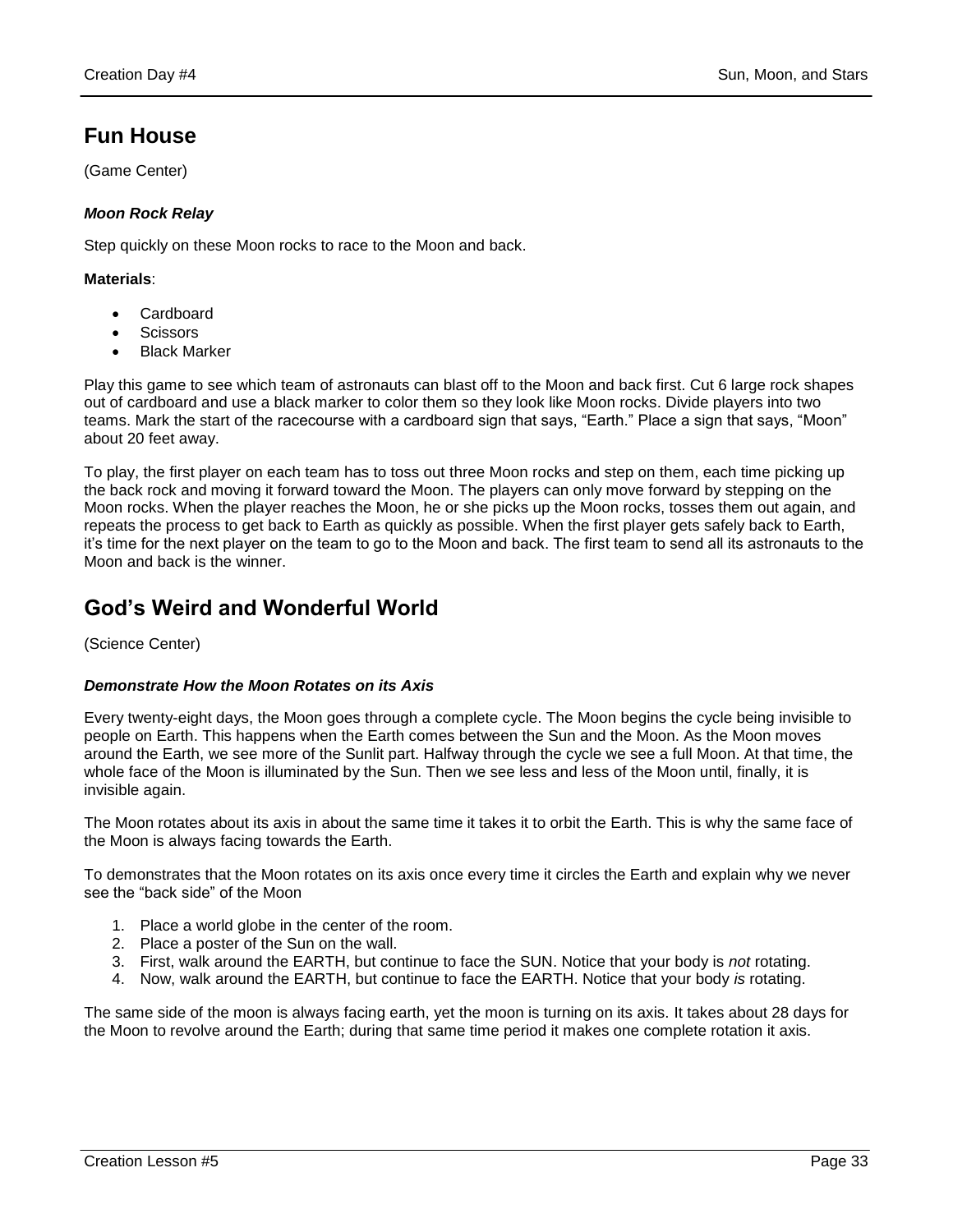## Fun House

(Game Center)

### *Moon Rock Relay*

Step quickly on these Moon rocks to race to the Moon and back.

**Materials**:

- Cardboard
- Scissors
- Black Marker

Play this game to see which team of astronauts can blast off to the Moon and back first. Cut 6 large rock shapes out of cardboard and use a black marker to color them so they look like Moon rocks. Divide players into two teams. Mark the start of the racecourse with a cardboard sign that says, "Earth." Place a sign that says, "Moon" about 20 feet away.

To play, the first player on each team has to toss out three Moon rocks and step on them, each time picking up the back rock and moving it forward toward the Moon. The players can only move forward by stepping on the Moon rocks. When the player reaches the Moon, he or she picks up the Moon rocks, tosses them out again, and repeats the process to get back to Earth as quickly as possible. When the first player gets safely back to Earth, it's time for the next player on the team to go to the Moon and back. The first team to send all its astronauts to the Moon and back is the winner.

## God's Weird and Wonderful World

(Science Center)

### *Demonstrate How the Moon Rotates on its Axis*

Every twenty-eight days, the Moon goes through a complete cycle. The Moon begins the cycle being invisible to people on Earth. This happens when the Earth comes between the Sun and the Moon. As the Moon moves around the Earth, we see more of the Sunlit part. Halfway through the cycle we see a full Moon. At that time, the whole face of the Moon is illuminated by the Sun. Then we see less and less of the Moon until, finally, it is invisible again.

The Moon rotates about its axis in about the same time it takes it to orbit the Earth. This is why the same face of the Moon is always facing towards the Earth.

To demonstrates that the Moon rotates on its axis once every time it circles the Earth and explain why we never see the "back side" of the Moon

1. Place a world globe in the center of the room.
2. Place a poster of the Sun on the wall.
3. First, walk around the EARTH, but continue to face the SUN. Notice that your body is *not* rotating.
4. Now, walk around the EARTH, but continue to face the EARTH. Notice that your body *is* rotating.

The same side of the moon is always facing earth, yet the moon is turning on its axis. It takes about 28 days for the Moon to revolve around the Earth; during that same time period it makes one complete rotation it axis.